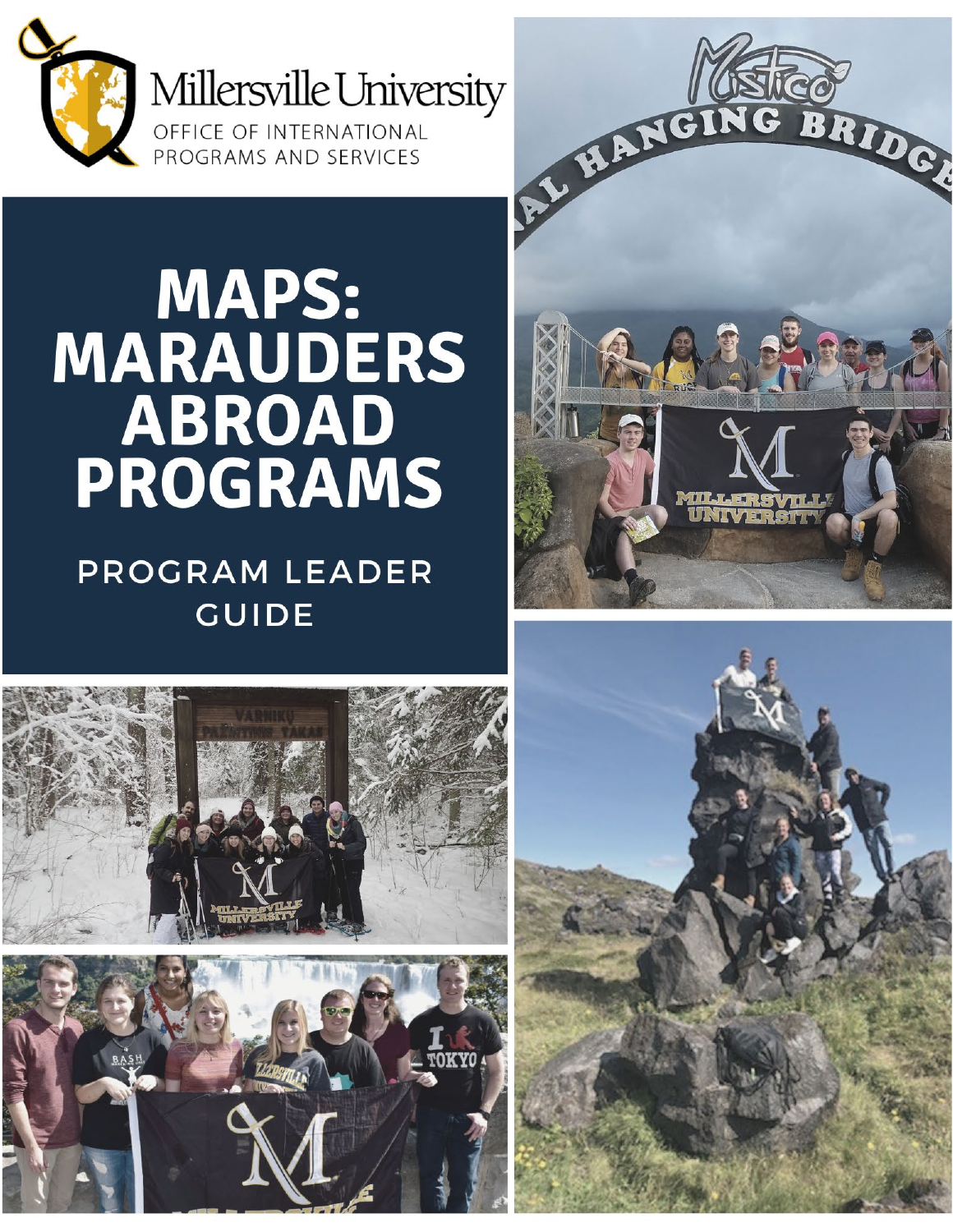Millersville University

OFFICE OF INTERNATIONAL PROGRAMS AND SERVICES

# MAPS: MARAUDERS ABROAD PROGRAMS

## PROGRAM LEADER GUIDE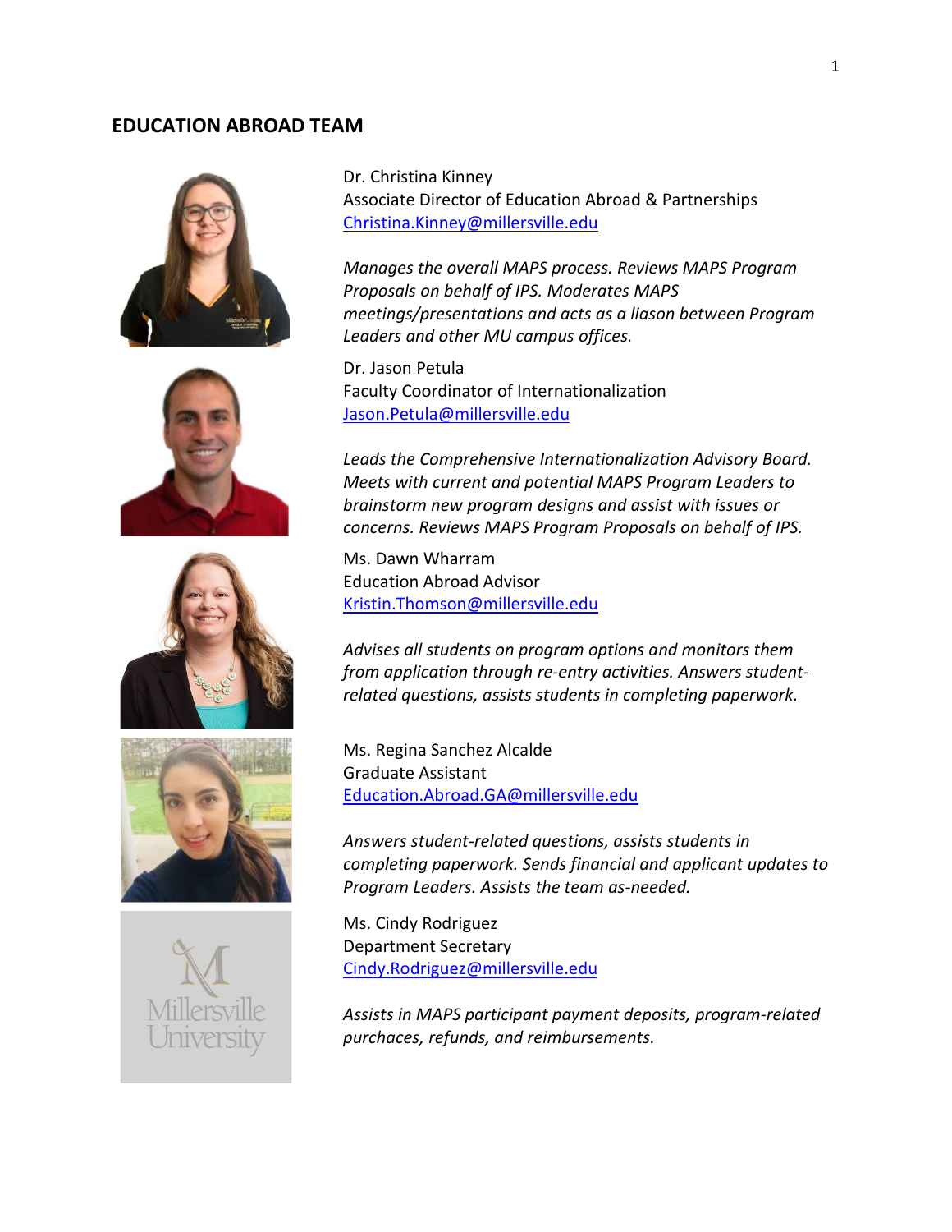## EDUCATION ABROAD TEAM

Dr. Christina Kinney
Associate Director of Education Abroad & Partnerships
Christina.Kinney@millersville.edu

*Manages the overall MAPS process. Reviews MAPS Program Proposals on behalf of IPS. Moderates MAPS meetings/presentations and acts as a liason between Program Leaders and other MU campus offices.*

Dr. Jason Petula
Faculty Coordinator of Internationalization
Jason.Petula@millersville.edu

*Leads the Comprehensive Internationalization Advisory Board. Meets with current and potential MAPS Program Leaders to brainstorm new program designs and assist with issues or concerns. Reviews MAPS Program Proposals on behalf of IPS.*

Ms. Dawn Wharram
Education Abroad Advisor
Kristin.Thomson@millersville.edu

*Advises all students on program options and monitors them from application through re-entry activities. Answers student-related questions, assists students in completing paperwork.*

Ms. Regina Sanchez Alcalde
Graduate Assistant
Education.Abroad.GA@millersville.edu

*Answers student-related questions, assists students in completing paperwork. Sends financial and applicant updates to Program Leaders. Assists the team as-needed.*

Ms. Cindy Rodriguez
Department Secretary
Cindy.Rodriguez@millersville.edu

*Assists in MAPS participant payment deposits, program-related purchases, refunds, and reimbursements.*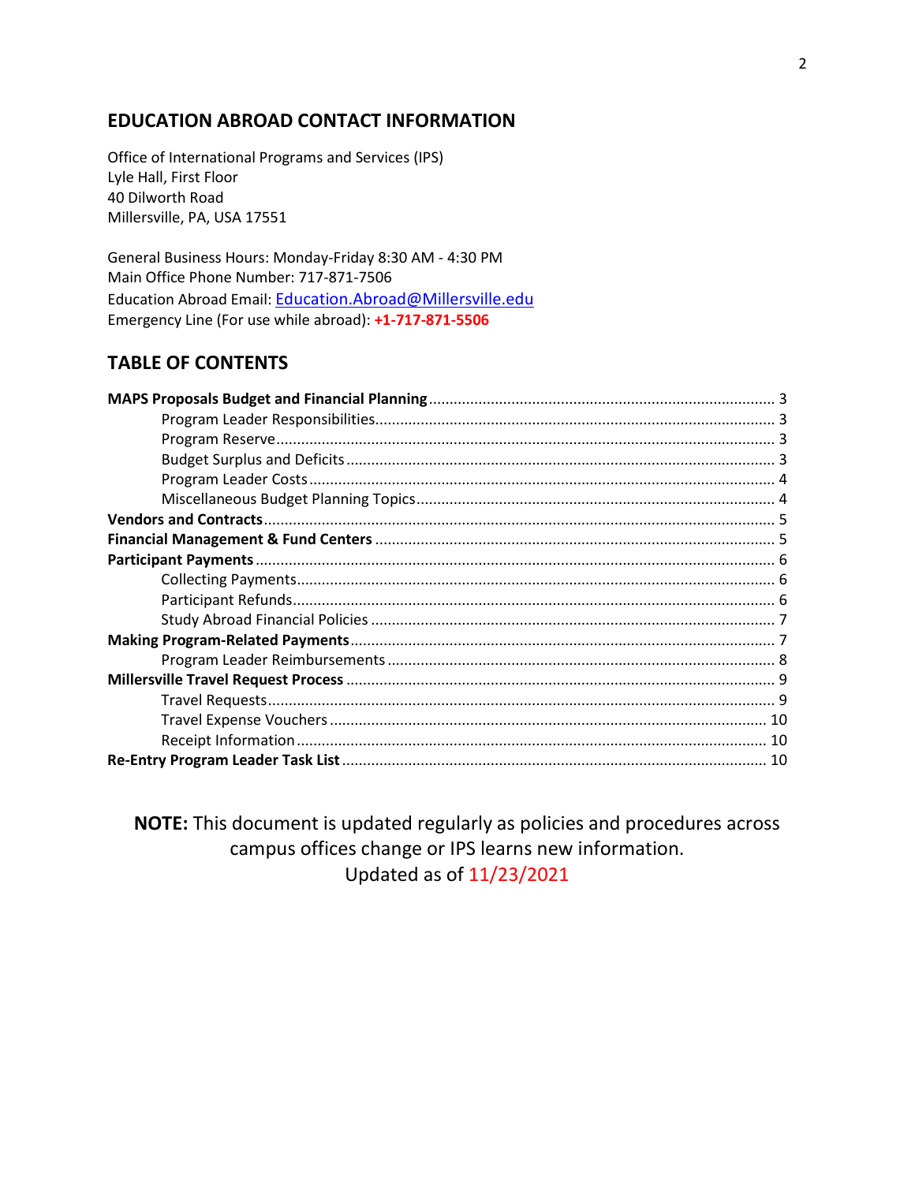## EDUCATION ABROAD CONTACT INFORMATION

Office of International Programs and Services (IPS)
Lyle Hall, First Floor
40 Dilworth Road
Millersville, PA, USA 17551

General Business Hours: Monday-Friday 8:30 AM - 4:30 PM
Main Office Phone Number: 717-871-7506
Education Abroad Email: Education.Abroad@Millersville.edu
Emergency Line (For use while abroad): **+1-717-871-5506**

## TABLE OF CONTENTS

**MAPS Proposals Budget and Financial Planning** .......... 3
- Program Leader Responsibilities .......... 3
- Program Reserve .......... 3
- Budget Surplus and Deficits .......... 3
- Program Leader Costs .......... 4
- Miscellaneous Budget Planning Topics .......... 4

**Vendors and Contracts** .......... 5

**Financial Management & Fund Centers** .......... 5

**Participant Payments** .......... 6
- Collecting Payments .......... 6
- Participant Refunds .......... 6
- Study Abroad Financial Policies .......... 7

**Making Program-Related Payments** .......... 7
- Program Leader Reimbursements .......... 8

**Millersville Travel Request Process** .......... 9
- Travel Requests .......... 9
- Travel Expense Vouchers .......... 10
- Receipt Information .......... 10

**Re-Entry Program Leader Task List** .......... 10

**NOTE:** This document is updated regularly as policies and procedures across campus offices change or IPS learns new information.
Updated as of 11/23/2021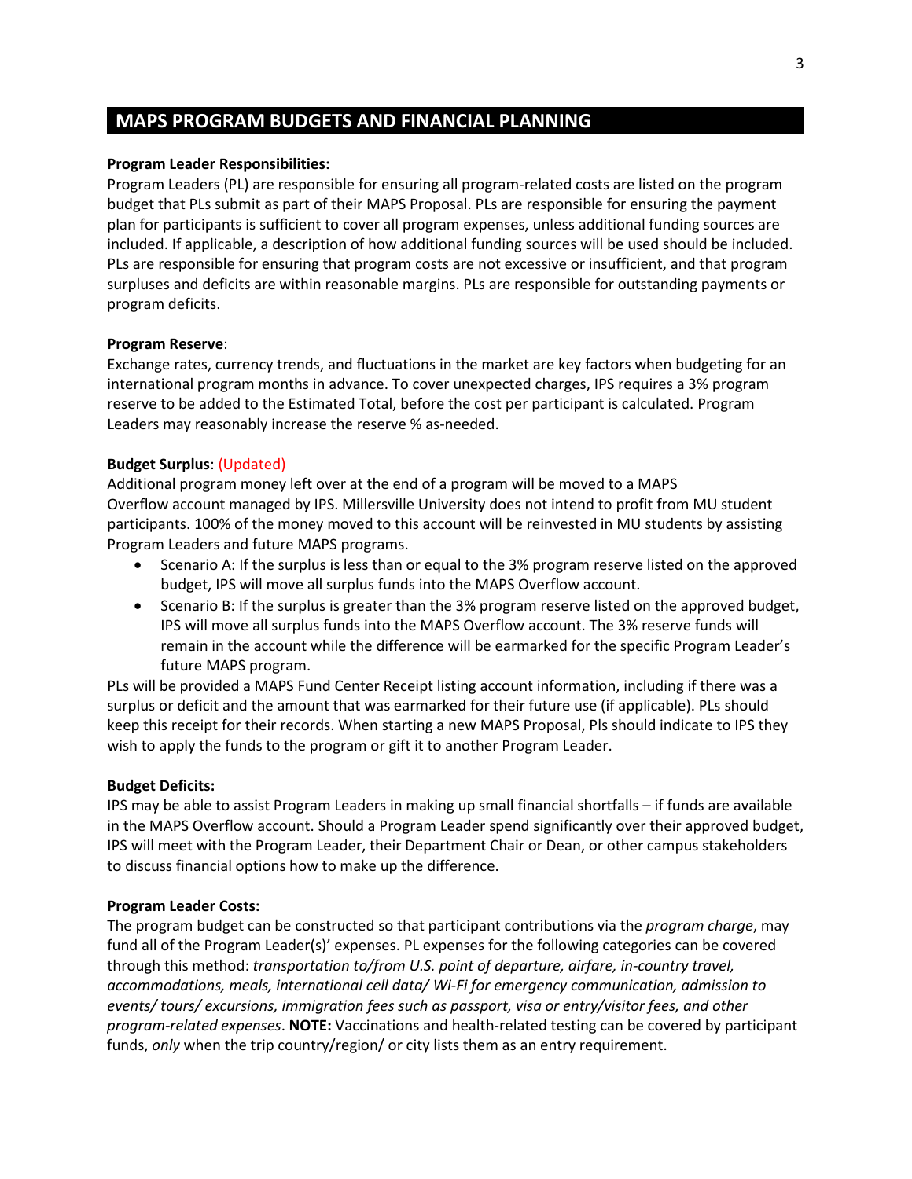## MAPS PROGRAM BUDGETS AND FINANCIAL PLANNING

**Program Leader Responsibilities:**
Program Leaders (PL) are responsible for ensuring all program-related costs are listed on the program budget that PLs submit as part of their MAPS Proposal. PLs are responsible for ensuring the payment plan for participants is sufficient to cover all program expenses, unless additional funding sources are included. If applicable, a description of how additional funding sources will be used should be included. PLs are responsible for ensuring that program costs are not excessive or insufficient, and that program surpluses and deficits are within reasonable margins. PLs are responsible for outstanding payments or program deficits.

**Program Reserve**:
Exchange rates, currency trends, and fluctuations in the market are key factors when budgeting for an international program months in advance. To cover unexpected charges, IPS requires a 3% program reserve to be added to the Estimated Total, before the cost per participant is calculated. Program Leaders may reasonably increase the reserve % as-needed.

**Budget Surplus**: (Updated)
Additional program money left over at the end of a program will be moved to a MAPS Overflow account managed by IPS. Millersville University does not intend to profit from MU student participants. 100% of the money moved to this account will be reinvested in MU students by assisting Program Leaders and future MAPS programs.

- Scenario A: If the surplus is less than or equal to the 3% program reserve listed on the approved budget, IPS will move all surplus funds into the MAPS Overflow account.
- Scenario B: If the surplus is greater than the 3% program reserve listed on the approved budget, IPS will move all surplus funds into the MAPS Overflow account. The 3% reserve funds will remain in the account while the difference will be earmarked for the specific Program Leader's future MAPS program.

PLs will be provided a MAPS Fund Center Receipt listing account information, including if there was a surplus or deficit and the amount that was earmarked for their future use (if applicable). PLs should keep this receipt for their records. When starting a new MAPS Proposal, Pls should indicate to IPS they wish to apply the funds to the program or gift it to another Program Leader.

**Budget Deficits:**
IPS may be able to assist Program Leaders in making up small financial shortfalls – if funds are available in the MAPS Overflow account. Should a Program Leader spend significantly over their approved budget, IPS will meet with the Program Leader, their Department Chair or Dean, or other campus stakeholders to discuss financial options how to make up the difference.

**Program Leader Costs:**
The program budget can be constructed so that participant contributions via the *program charge*, may fund all of the Program Leader(s)' expenses. PL expenses for the following categories can be covered through this method: *transportation to/from U.S. point of departure, airfare, in-country travel, accommodations, meals, international cell data/ Wi-Fi for emergency communication, admission to events/ tours/ excursions, immigration fees such as passport, visa or entry/visitor fees, and other program-related expenses*. **NOTE:** Vaccinations and health-related testing can be covered by participant funds, *only* when the trip country/region/ or city lists them as an entry requirement.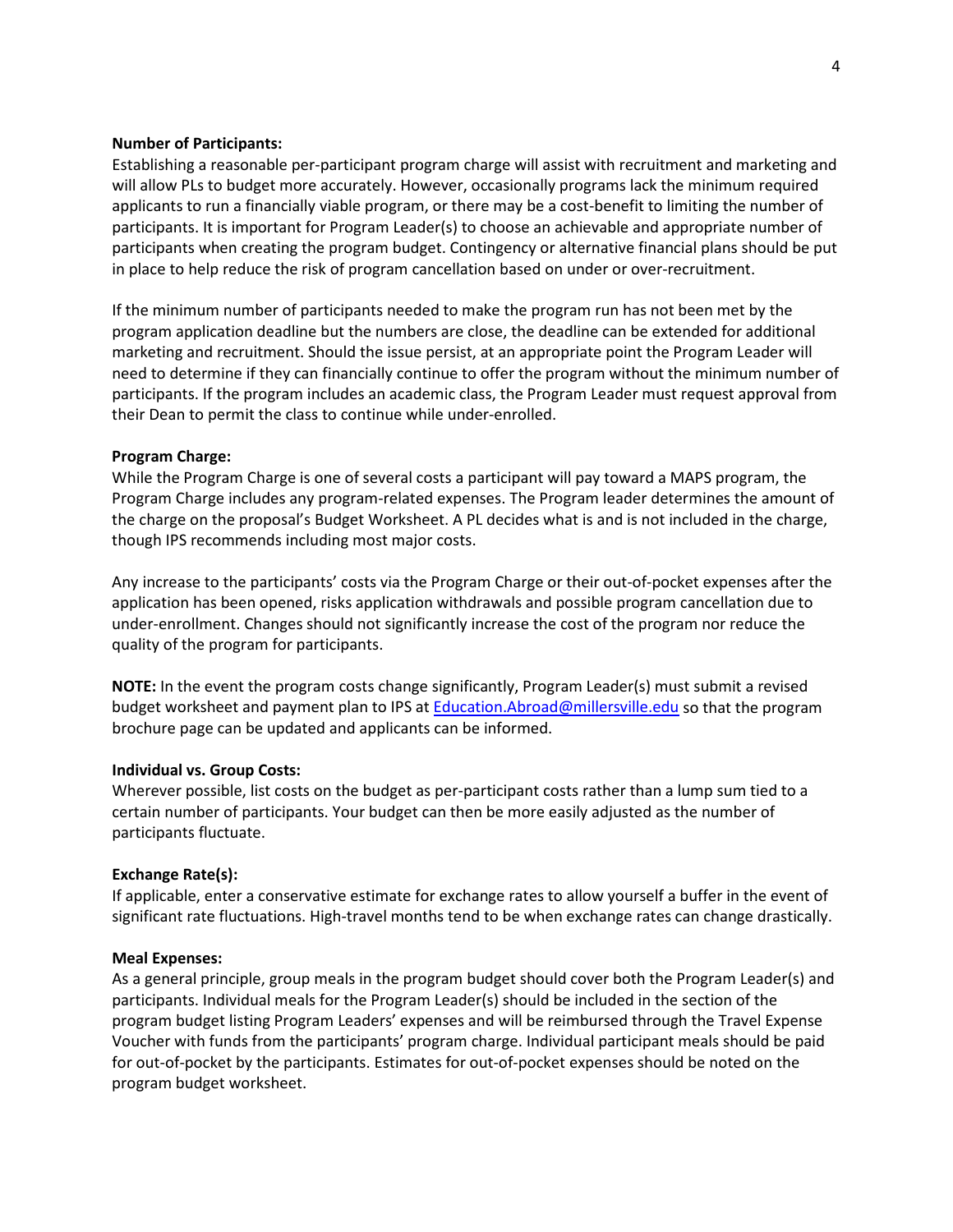**Number of Participants:**
Establishing a reasonable per-participant program charge will assist with recruitment and marketing and will allow PLs to budget more accurately. However, occasionally programs lack the minimum required applicants to run a financially viable program, or there may be a cost-benefit to limiting the number of participants. It is important for Program Leader(s) to choose an achievable and appropriate number of participants when creating the program budget. Contingency or alternative financial plans should be put in place to help reduce the risk of program cancellation based on under or over-recruitment.

If the minimum number of participants needed to make the program run has not been met by the program application deadline but the numbers are close, the deadline can be extended for additional marketing and recruitment. Should the issue persist, at an appropriate point the Program Leader will need to determine if they can financially continue to offer the program without the minimum number of participants. If the program includes an academic class, the Program Leader must request approval from their Dean to permit the class to continue while under-enrolled.

**Program Charge:**
While the Program Charge is one of several costs a participant will pay toward a MAPS program, the Program Charge includes any program-related expenses. The Program leader determines the amount of the charge on the proposal's Budget Worksheet. A PL decides what is and is not included in the charge, though IPS recommends including most major costs.

Any increase to the participants' costs via the Program Charge or their out-of-pocket expenses after the application has been opened, risks application withdrawals and possible program cancellation due to under-enrollment. Changes should not significantly increase the cost of the program nor reduce the quality of the program for participants.

**NOTE:** In the event the program costs change significantly, Program Leader(s) must submit a revised budget worksheet and payment plan to IPS at [Education.Abroad@millersville.edu](mailto:Education.Abroad@millersville.edu) so that the program brochure page can be updated and applicants can be informed.

**Individual vs. Group Costs:**
Wherever possible, list costs on the budget as per-participant costs rather than a lump sum tied to a certain number of participants. Your budget can then be more easily adjusted as the number of participants fluctuate.

**Exchange Rate(s):**
If applicable, enter a conservative estimate for exchange rates to allow yourself a buffer in the event of significant rate fluctuations. High-travel months tend to be when exchange rates can change drastically.

**Meal Expenses:**
As a general principle, group meals in the program budget should cover both the Program Leader(s) and participants. Individual meals for the Program Leader(s) should be included in the section of the program budget listing Program Leaders' expenses and will be reimbursed through the Travel Expense Voucher with funds from the participants' program charge. Individual participant meals should be paid for out-of-pocket by the participants. Estimates for out-of-pocket expenses should be noted on the program budget worksheet.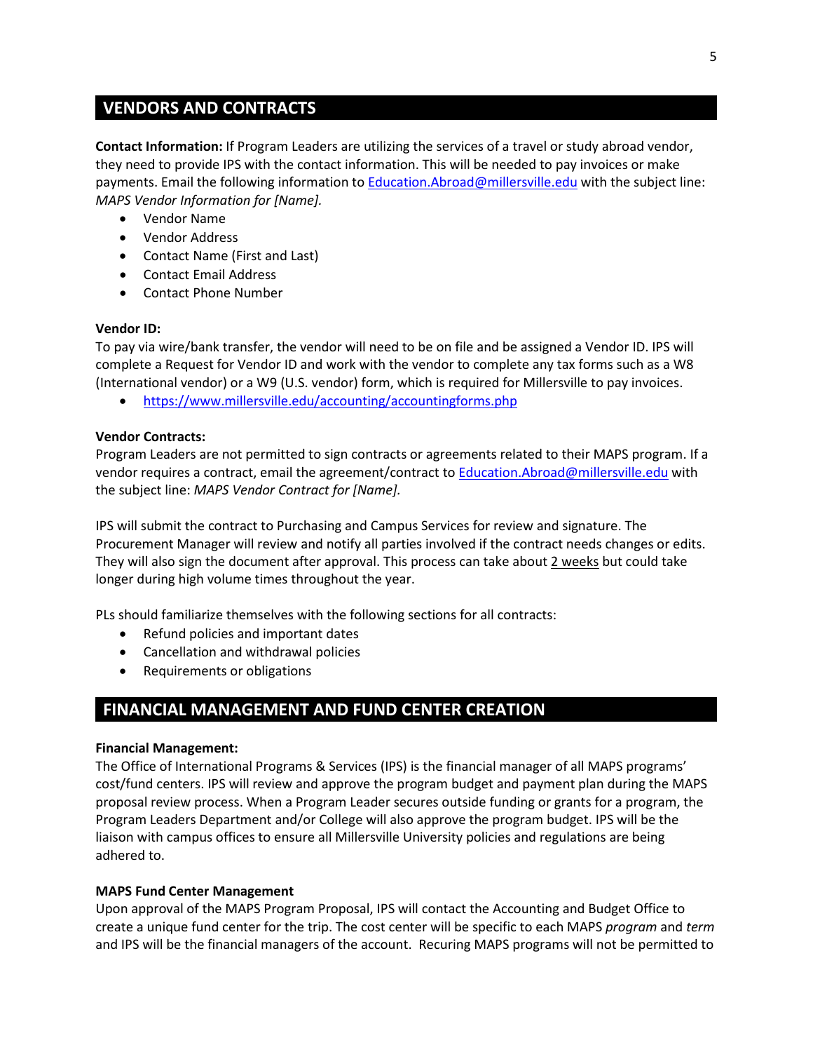## VENDORS AND CONTRACTS

**Contact Information:** If Program Leaders are utilizing the services of a travel or study abroad vendor, they need to provide IPS with the contact information. This will be needed to pay invoices or make payments. Email the following information to [Education.Abroad@millersville.edu](mailto:Education.Abroad@millersville.edu) with the subject line: *MAPS Vendor Information for [Name].*

- Vendor Name
- Vendor Address
- Contact Name (First and Last)
- Contact Email Address
- Contact Phone Number

**Vendor ID:**

To pay via wire/bank transfer, the vendor will need to be on file and be assigned a Vendor ID. IPS will complete a Request for Vendor ID and work with the vendor to complete any tax forms such as a W8 (International vendor) or a W9 (U.S. vendor) form, which is required for Millersville to pay invoices.

- [https://www.millersville.edu/accounting/accountingforms.php](https://www.millersville.edu/accounting/accountingforms.php)

**Vendor Contracts:**

Program Leaders are not permitted to sign contracts or agreements related to their MAPS program. If a vendor requires a contract, email the agreement/contract to [Education.Abroad@millersville.edu](mailto:Education.Abroad@millersville.edu) with the subject line: *MAPS Vendor Contract for [Name].*

IPS will submit the contract to Purchasing and Campus Services for review and signature. The Procurement Manager will review and notify all parties involved if the contract needs changes or edits. They will also sign the document after approval. This process can take about 2 weeks but could take longer during high volume times throughout the year.

PLs should familiarize themselves with the following sections for all contracts:

- Refund policies and important dates
- Cancellation and withdrawal policies
- Requirements or obligations

## FINANCIAL MANAGEMENT AND FUND CENTER CREATION

**Financial Management:**

The Office of International Programs & Services (IPS) is the financial manager of all MAPS programs' cost/fund centers. IPS will review and approve the program budget and payment plan during the MAPS proposal review process. When a Program Leader secures outside funding or grants for a program, the Program Leaders Department and/or College will also approve the program budget. IPS will be the liaison with campus offices to ensure all Millersville University policies and regulations are being adhered to.

**MAPS Fund Center Management**

Upon approval of the MAPS Program Proposal, IPS will contact the Accounting and Budget Office to create a unique fund center for the trip. The cost center will be specific to each MAPS *program* and *term* and IPS will be the financial managers of the account. Recuring MAPS programs will not be permitted to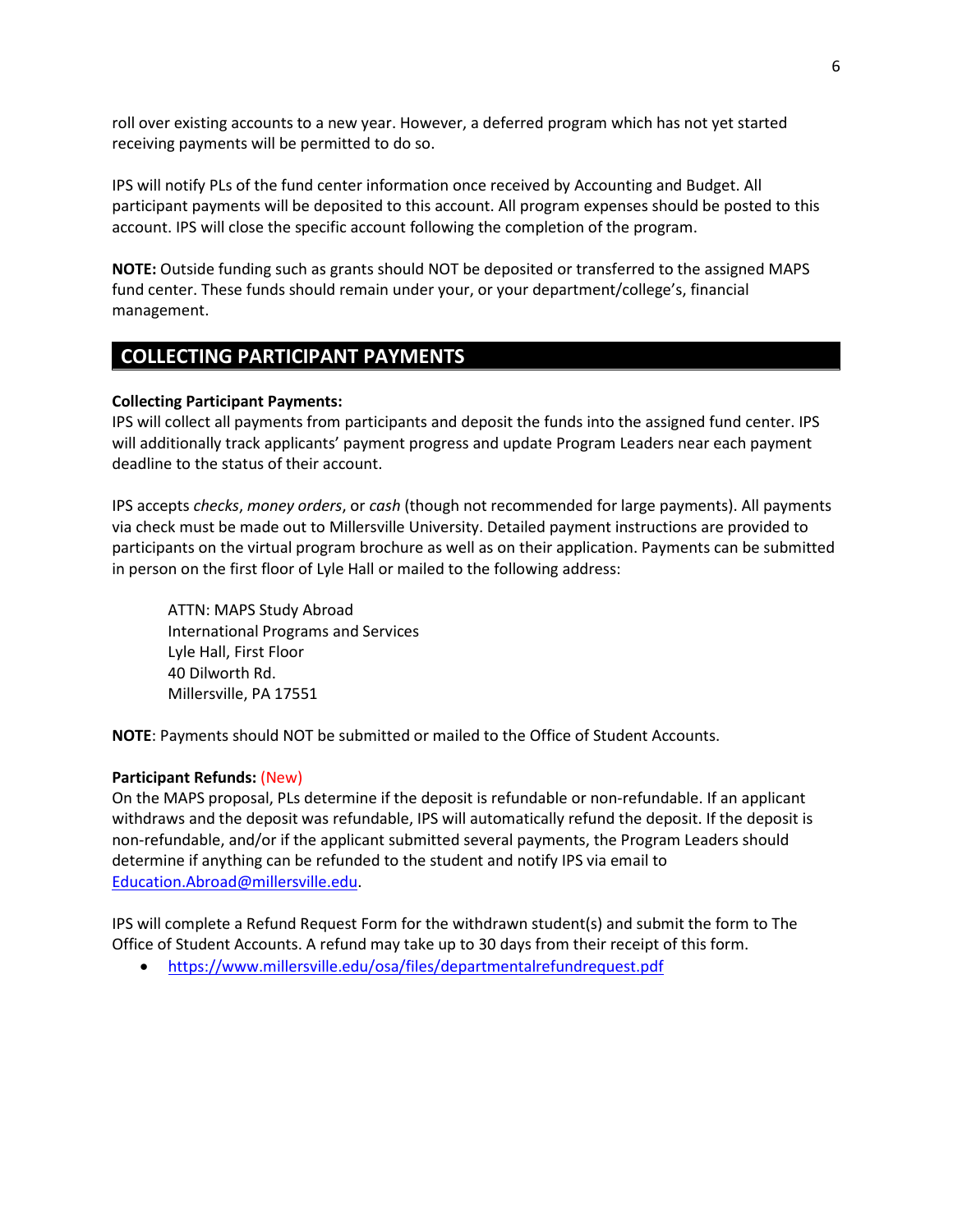roll over existing accounts to a new year. However, a deferred program which has not yet started receiving payments will be permitted to do so.

IPS will notify PLs of the fund center information once received by Accounting and Budget. All participant payments will be deposited to this account. All program expenses should be posted to this account. IPS will close the specific account following the completion of the program.

**NOTE:** Outside funding such as grants should NOT be deposited or transferred to the assigned MAPS fund center. These funds should remain under your, or your department/college's, financial management.

## COLLECTING PARTICIPANT PAYMENTS

**Collecting Participant Payments:**
IPS will collect all payments from participants and deposit the funds into the assigned fund center. IPS will additionally track applicants' payment progress and update Program Leaders near each payment deadline to the status of their account.

IPS accepts *checks*, *money orders*, or *cash* (though not recommended for large payments). All payments via check must be made out to Millersville University. Detailed payment instructions are provided to participants on the virtual program brochure as well as on their application. Payments can be submitted in person on the first floor of Lyle Hall or mailed to the following address:

> ATTN: MAPS Study Abroad
> International Programs and Services
> Lyle Hall, First Floor
> 40 Dilworth Rd.
> Millersville, PA 17551

**NOTE**: Payments should NOT be submitted or mailed to the Office of Student Accounts.

**Participant Refunds:** (New)
On the MAPS proposal, PLs determine if the deposit is refundable or non-refundable. If an applicant withdraws and the deposit was refundable, IPS will automatically refund the deposit. If the deposit is non-refundable, and/or if the applicant submitted several payments, the Program Leaders should determine if anything can be refunded to the student and notify IPS via email to Education.Abroad@millersville.edu.

IPS will complete a Refund Request Form for the withdrawn student(s) and submit the form to The Office of Student Accounts. A refund may take up to 30 days from their receipt of this form.

- https://www.millersville.edu/osa/files/departmentalrefundrequest.pdf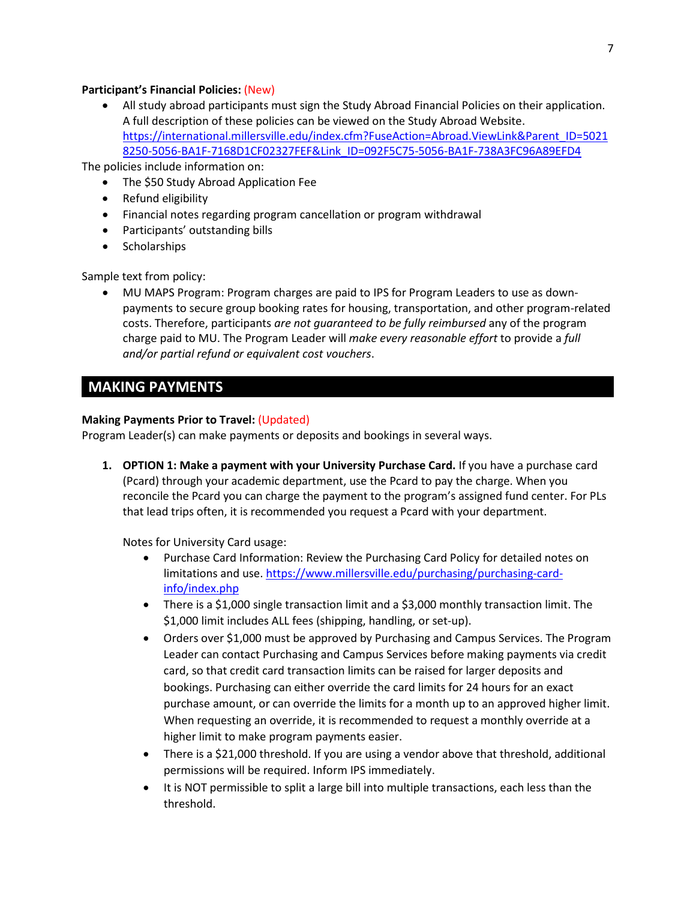**Participant's Financial Policies:** (New)

- All study abroad participants must sign the Study Abroad Financial Policies on their application. A full description of these policies can be viewed on the Study Abroad Website. https://international.millersville.edu/index.cfm?FuseAction=Abroad.ViewLink&Parent_ID=50218250-5056-BA1F-7168D1CF02327FEF&Link_ID=092F5C75-5056-BA1F-738A3FC96A89EFD4

The policies include information on:

- The $50 Study Abroad Application Fee
- Refund eligibility
- Financial notes regarding program cancellation or program withdrawal
- Participants' outstanding bills
- Scholarships

Sample text from policy:

- MU MAPS Program: Program charges are paid to IPS for Program Leaders to use as down-payments to secure group booking rates for housing, transportation, and other program-related costs. Therefore, participants *are not guaranteed to be fully reimbursed* any of the program charge paid to MU. The Program Leader will *make every reasonable effort* to provide a *full and/or partial refund or equivalent cost vouchers*.

## MAKING PAYMENTS

**Making Payments Prior to Travel:** (Updated)

Program Leader(s) can make payments or deposits and bookings in several ways.

1. **OPTION 1: Make a payment with your University Purchase Card.** If you have a purchase card (Pcard) through your academic department, use the Pcard to pay the charge. When you reconcile the Pcard you can charge the payment to the program's assigned fund center. For PLs that lead trips often, it is recommended you request a Pcard with your department.

   Notes for University Card usage:

   - Purchase Card Information: Review the Purchasing Card Policy for detailed notes on limitations and use. https://www.millersville.edu/purchasing/purchasing-card-info/index.php
   - There is a $1,000 single transaction limit and a $3,000 monthly transaction limit. The $1,000 limit includes ALL fees (shipping, handling, or set-up).
   - Orders over $1,000 must be approved by Purchasing and Campus Services. The Program Leader can contact Purchasing and Campus Services before making payments via credit card, so that credit card transaction limits can be raised for larger deposits and bookings. Purchasing can either override the card limits for 24 hours for an exact purchase amount, or can override the limits for a month up to an approved higher limit. When requesting an override, it is recommended to request a monthly override at a higher limit to make program payments easier.
   - There is a $21,000 threshold. If you are using a vendor above that threshold, additional permissions will be required. Inform IPS immediately.
   - It is NOT permissible to split a large bill into multiple transactions, each less than the threshold.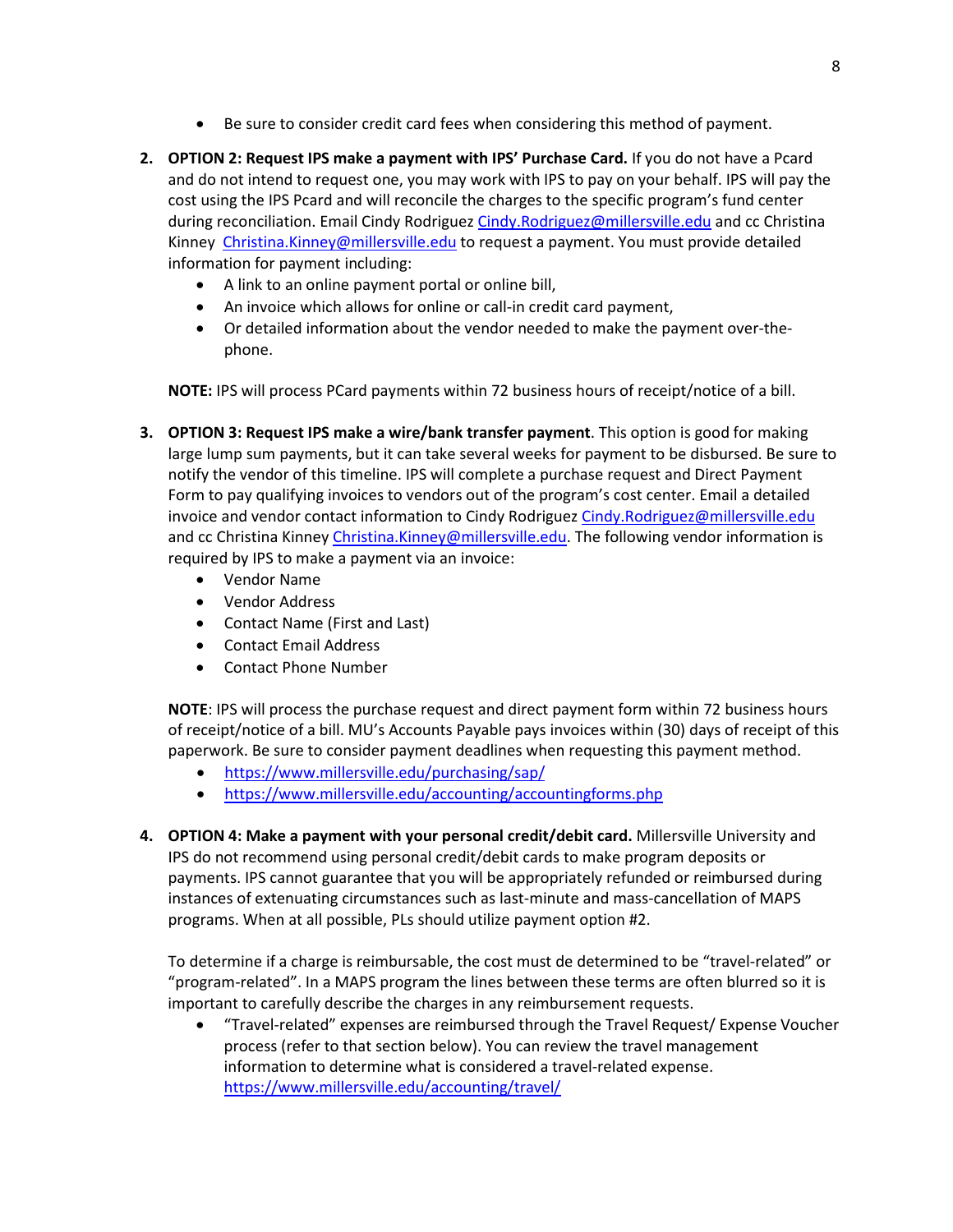- Be sure to consider credit card fees when considering this method of payment.

2. **OPTION 2: Request IPS make a payment with IPS' Purchase Card.** If you do not have a Pcard and do not intend to request one, you may work with IPS to pay on your behalf. IPS will pay the cost using the IPS Pcard and will reconcile the charges to the specific program's fund center during reconciliation. Email Cindy Rodriguez [Cindy.Rodriguez@millersville.edu](mailto:Cindy.Rodriguez@millersville.edu) and cc Christina Kinney [Christina.Kinney@millersville.edu](mailto:Christina.Kinney@millersville.edu) to request a payment. You must provide detailed information for payment including:
   - A link to an online payment portal or online bill,
   - An invoice which allows for online or call-in credit card payment,
   - Or detailed information about the vendor needed to make the payment over-the-phone.

   **NOTE:** IPS will process PCard payments within 72 business hours of receipt/notice of a bill.

3. **OPTION 3: Request IPS make a wire/bank transfer payment**. This option is good for making large lump sum payments, but it can take several weeks for payment to be disbursed. Be sure to notify the vendor of this timeline. IPS will complete a purchase request and Direct Payment Form to pay qualifying invoices to vendors out of the program's cost center. Email a detailed invoice and vendor contact information to Cindy Rodriguez [Cindy.Rodriguez@millersville.edu](mailto:Cindy.Rodriguez@millersville.edu) and cc Christina Kinney [Christina.Kinney@millersville.edu](mailto:Christina.Kinney@millersville.edu). The following vendor information is required by IPS to make a payment via an invoice:
   - Vendor Name
   - Vendor Address
   - Contact Name (First and Last)
   - Contact Email Address
   - Contact Phone Number

   **NOTE**: IPS will process the purchase request and direct payment form within 72 business hours of receipt/notice of a bill. MU's Accounts Payable pays invoices within (30) days of receipt of this paperwork. Be sure to consider payment deadlines when requesting this payment method.
   - https://www.millersville.edu/purchasing/sap/
   - https://www.millersville.edu/accounting/accountingforms.php

4. **OPTION 4: Make a payment with your personal credit/debit card.** Millersville University and IPS do not recommend using personal credit/debit cards to make program deposits or payments. IPS cannot guarantee that you will be appropriately refunded or reimbursed during instances of extenuating circumstances such as last-minute and mass-cancellation of MAPS programs. When at all possible, PLs should utilize payment option #2.

   To determine if a charge is reimbursable, the cost must de determined to be "travel-related" or "program-related". In a MAPS program the lines between these terms are often blurred so it is important to carefully describe the charges in any reimbursement requests.
   - "Travel-related" expenses are reimbursed through the Travel Request/ Expense Voucher process (refer to that section below). You can review the travel management information to determine what is considered a travel-related expense. https://www.millersville.edu/accounting/travel/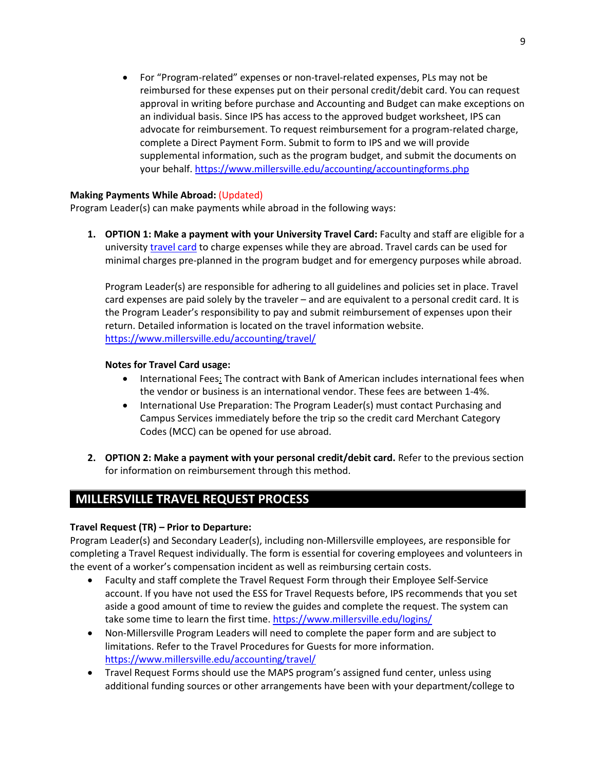- For "Program-related" expenses or non-travel-related expenses, PLs may not be reimbursed for these expenses put on their personal credit/debit card. You can request approval in writing before purchase and Accounting and Budget can make exceptions on an individual basis. Since IPS has access to the approved budget worksheet, IPS can advocate for reimbursement. To request reimbursement for a program-related charge, complete a Direct Payment Form. Submit to form to IPS and we will provide supplemental information, such as the program budget, and submit the documents on your behalf. https://www.millersville.edu/accounting/accountingforms.php

**Making Payments While Abroad:** (Updated)
Program Leader(s) can make payments while abroad in the following ways:

1. **OPTION 1: Make a payment with your University Travel Card:** Faculty and staff are eligible for a university travel card to charge expenses while they are abroad. Travel cards can be used for minimal charges pre-planned in the program budget and for emergency purposes while abroad.

   Program Leader(s) are responsible for adhering to all guidelines and policies set in place. Travel card expenses are paid solely by the traveler – and are equivalent to a personal credit card. It is the Program Leader's responsibility to pay and submit reimbursement of expenses upon their return. Detailed information is located on the travel information website. https://www.millersville.edu/accounting/travel/

   **Notes for Travel Card usage:**
   - International Fees: The contract with Bank of American includes international fees when the vendor or business is an international vendor. These fees are between 1-4%.
   - International Use Preparation: The Program Leader(s) must contact Purchasing and Campus Services immediately before the trip so the credit card Merchant Category Codes (MCC) can be opened for use abroad.

2. **OPTION 2: Make a payment with your personal credit/debit card.** Refer to the previous section for information on reimbursement through this method.

## MILLERSVILLE TRAVEL REQUEST PROCESS

**Travel Request (TR) – Prior to Departure:**
Program Leader(s) and Secondary Leader(s), including non-Millersville employees, are responsible for completing a Travel Request individually. The form is essential for covering employees and volunteers in the event of a worker's compensation incident as well as reimbursing certain costs.

- Faculty and staff complete the Travel Request Form through their Employee Self-Service account. If you have not used the ESS for Travel Requests before, IPS recommends that you set aside a good amount of time to review the guides and complete the request. The system can take some time to learn the first time. https://www.millersville.edu/logins/
- Non-Millersville Program Leaders will need to complete the paper form and are subject to limitations. Refer to the Travel Procedures for Guests for more information. https://www.millersville.edu/accounting/travel/
- Travel Request Forms should use the MAPS program's assigned fund center, unless using additional funding sources or other arrangements have been with your department/college to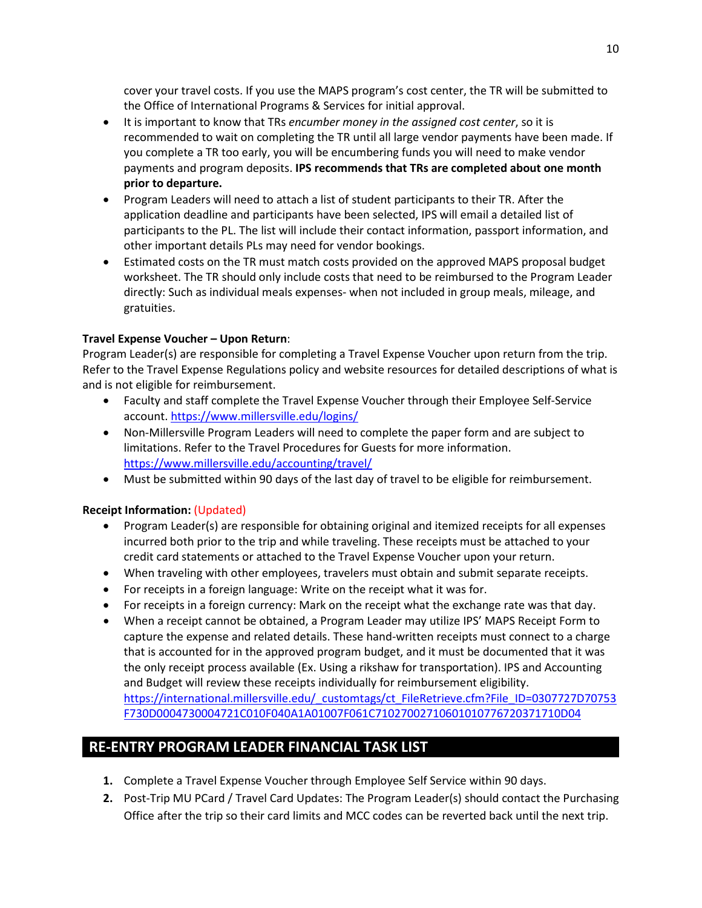cover your travel costs. If you use the MAPS program's cost center, the TR will be submitted to the Office of International Programs & Services for initial approval.

- It is important to know that TRs *encumber money in the assigned cost center*, so it is recommended to wait on completing the TR until all large vendor payments have been made. If you complete a TR too early, you will be encumbering funds you will need to make vendor payments and program deposits. **IPS recommends that TRs are completed about one month prior to departure.**
- Program Leaders will need to attach a list of student participants to their TR. After the application deadline and participants have been selected, IPS will email a detailed list of participants to the PL. The list will include their contact information, passport information, and other important details PLs may need for vendor bookings.
- Estimated costs on the TR must match costs provided on the approved MAPS proposal budget worksheet. The TR should only include costs that need to be reimbursed to the Program Leader directly: Such as individual meals expenses- when not included in group meals, mileage, and gratuities.

**Travel Expense Voucher – Upon Return**:
Program Leader(s) are responsible for completing a Travel Expense Voucher upon return from the trip. Refer to the Travel Expense Regulations policy and website resources for detailed descriptions of what is and is not eligible for reimbursement.

- Faculty and staff complete the Travel Expense Voucher through their Employee Self-Service account. https://www.millersville.edu/logins/
- Non-Millersville Program Leaders will need to complete the paper form and are subject to limitations. Refer to the Travel Procedures for Guests for more information. https://www.millersville.edu/accounting/travel/
- Must be submitted within 90 days of the last day of travel to be eligible for reimbursement.

**Receipt Information:** (Updated)

- Program Leader(s) are responsible for obtaining original and itemized receipts for all expenses incurred both prior to the trip and while traveling. These receipts must be attached to your credit card statements or attached to the Travel Expense Voucher upon your return.
- When traveling with other employees, travelers must obtain and submit separate receipts.
- For receipts in a foreign language: Write on the receipt what it was for.
- For receipts in a foreign currency: Mark on the receipt what the exchange rate was that day.
- When a receipt cannot be obtained, a Program Leader may utilize IPS' MAPS Receipt Form to capture the expense and related details. These hand-written receipts must connect to a charge that is accounted for in the approved program budget, and it must be documented that it was the only receipt process available (Ex. Using a rikshaw for transportation). IPS and Accounting and Budget will review these receipts individually for reimbursement eligibility. https://international.millersville.edu/_customtags/ct_FileRetrieve.cfm?File_ID=0307727D70753F730D0004730004721C010F040A1A01007F061C71027002710601010776720371710D04

## RE-ENTRY PROGRAM LEADER FINANCIAL TASK LIST

1. Complete a Travel Expense Voucher through Employee Self Service within 90 days.
2. Post-Trip MU PCard / Travel Card Updates: The Program Leader(s) should contact the Purchasing Office after the trip so their card limits and MCC codes can be reverted back until the next trip.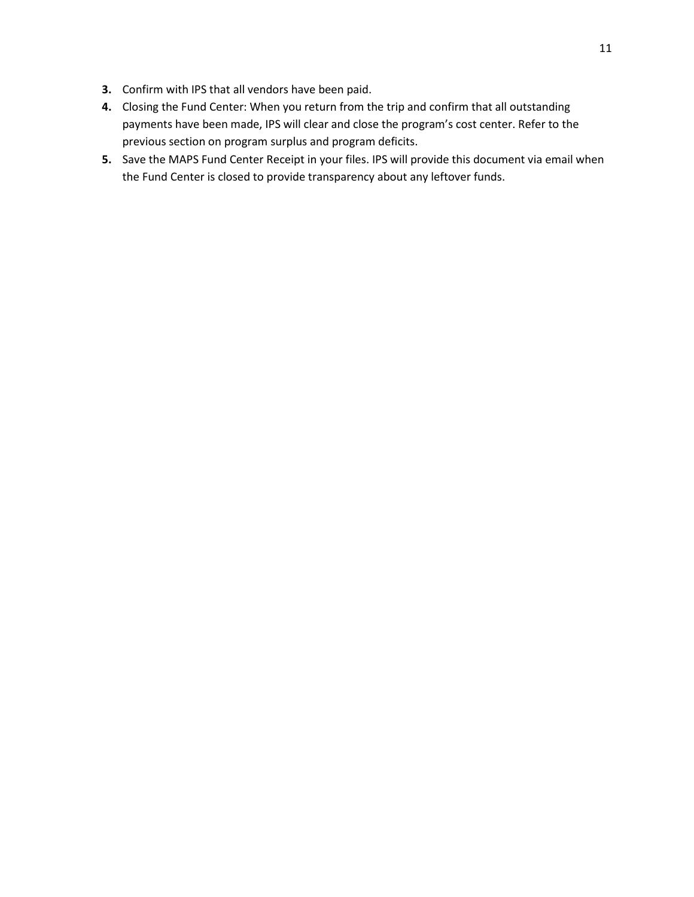3. Confirm with IPS that all vendors have been paid.
4. Closing the Fund Center: When you return from the trip and confirm that all outstanding payments have been made, IPS will clear and close the program's cost center. Refer to the previous section on program surplus and program deficits.
5. Save the MAPS Fund Center Receipt in your files. IPS will provide this document via email when the Fund Center is closed to provide transparency about any leftover funds.